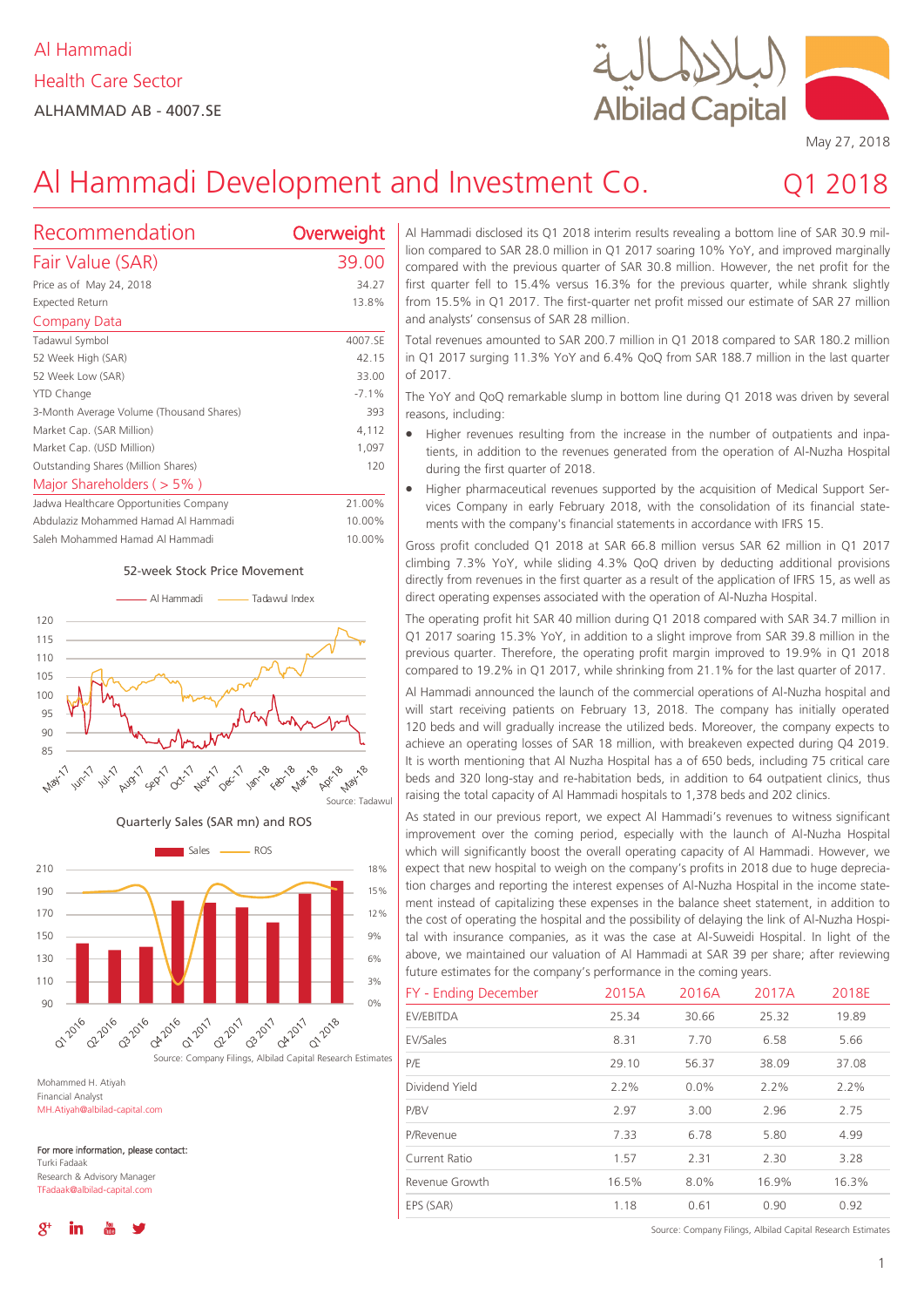Al Hammadi
Health Care Sector
ALHAMMAD AB - 4007.SE

May 27, 2018

# Al Hammadi Development and Investment Co. Q1 2018

| Recommendation | Overweight |
|---|---|
| **Fair Value (SAR)** | **39.00** |
| Price as of May 24, 2018 | 34.27 |
| Expected Return | 13.8% |

**Company Data**

| | |
|---|---|
| Tadawul Symbol | 4007.SE |
| 52 Week High (SAR) | 42.15 |
| 52 Week Low (SAR) | 33.00 |
| YTD Change | -7.1% |
| 3-Month Average Volume (Thousand Shares) | 393 |
| Market Cap. (SAR Million) | 4,112 |
| Market Cap. (USD Million) | 1,097 |
| Outstanding Shares (Million Shares) | 120 |

**Major Shareholders ( > 5% )**

| | |
|---|---|
| Jadwa Healthcare Opportunities Company | 21.00% |
| Abdulaziz Mohammed Hamad Al Hammadi | 10.00% |
| Saleh Mohammed Hamad Al Hammadi | 10.00% |

52-week Stock Price Movement

Source: Tadawul

Quarterly Sales (SAR mn) and ROS

Source: Company Filings, Albilad Capital Research Estimates

Mohammed H. Atiyah
Financial Analyst
MH.Atiyah@albilad-capital.com

For more information, please contact:
Turki Fadaak
Research & Advisory Manager
TFadaak@albilad-capital.com

Al Hammadi disclosed its Q1 2018 interim results revealing a bottom line of SAR 30.9 million compared to SAR 28.0 million in Q1 2017 soaring 10% YoY, and improved marginally compared with the previous quarter of SAR 30.8 million. However, the net profit for the first quarter fell to 15.4% versus 16.3% for the previous quarter, while shrank slightly from 15.5% in Q1 2017. The first-quarter net profit missed our estimate of SAR 27 million and analysts' consensus of SAR 28 million.

Total revenues amounted to SAR 200.7 million in Q1 2018 compared to SAR 180.2 million in Q1 2017 surging 11.3% YoY and 6.4% QoQ from SAR 188.7 million in the last quarter of 2017.

The YoY and QoQ remarkable slump in bottom line during Q1 2018 was driven by several reasons, including:

- Higher revenues resulting from the increase in the number of outpatients and inpatients, in addition to the revenues generated from the operation of Al-Nuzha Hospital during the first quarter of 2018.
- Higher pharmaceutical revenues supported by the acquisition of Medical Support Services Company in early February 2018, with the consolidation of its financial statements with the company's financial statements in accordance with IFRS 15.

Gross profit concluded Q1 2018 at SAR 66.8 million versus SAR 62 million in Q1 2017 climbing 7.3% YoY, while sliding 4.3% QoQ driven by deducting additional provisions directly from revenues in the first quarter as a result of the application of IFRS 15, as well as direct operating expenses associated with the operation of Al-Nuzha Hospital.

The operating profit hit SAR 40 million during Q1 2018 compared with SAR 34.7 million in Q1 2017 soaring 15.3% YoY, in addition to a slight improve from SAR 39.8 million in the previous quarter. Therefore, the operating profit margin improved to 19.9% in Q1 2018 compared to 19.2% in Q1 2017, while shrinking from 21.1% for the last quarter of 2017.

Al Hammadi announced the launch of the commercial operations of Al-Nuzha hospital and will start receiving patients on February 13, 2018. The company has initially operated 120 beds and will gradually increase the utilized beds. Moreover, the company expects to achieve an operating losses of SAR 18 million, with breakeven expected during Q4 2019. It is worth mentioning that Al Nuzha Hospital has a of 650 beds, including 75 critical care beds and 320 long-stay and re-habitation beds, in addition to 64 outpatient clinics, thus raising the total capacity of Al Hammadi hospitals to 1,378 beds and 202 clinics.

As stated in our previous report, we expect Al Hammadi's revenues to witness significant improvement over the coming period, especially with the launch of Al-Nuzha Hospital which will significantly boost the overall operating capacity of Al Hammadi. However, we expect that new hospital to weigh on the company's profits in 2018 due to huge depreciation charges and reporting the interest expenses of Al-Nuzha Hospital in the income statement instead of capitalizing these expenses in the balance sheet statement, in addition to the cost of operating the hospital and the possibility of delaying the link of Al-Nuzha Hospital with insurance companies, as it was the case at Al-Suweidi Hospital. In light of the above, we maintained our valuation of Al Hammadi at SAR 39 per share; after reviewing future estimates for the company's performance in the coming years.

| FY - Ending December | 2015A | 2016A | 2017A | 2018E |
|---|---|---|---|---|
| EV/EBITDA | 25.34 | 30.66 | 25.32 | 19.89 |
| EV/Sales | 8.31 | 7.70 | 6.58 | 5.66 |
| P/E | 29.10 | 56.37 | 38.09 | 37.08 |
| Dividend Yield | 2.2% | 0.0% | 2.2% | 2.2% |
| P/BV | 2.97 | 3.00 | 2.96 | 2.75 |
| P/Revenue | 7.33 | 6.78 | 5.80 | 4.99 |
| Current Ratio | 1.57 | 2.31 | 2.30 | 3.28 |
| Revenue Growth | 16.5% | 8.0% | 16.9% | 16.3% |
| EPS (SAR) | 1.18 | 0.61 | 0.90 | 0.92 |

Source: Company Filings, Albilad Capital Research Estimates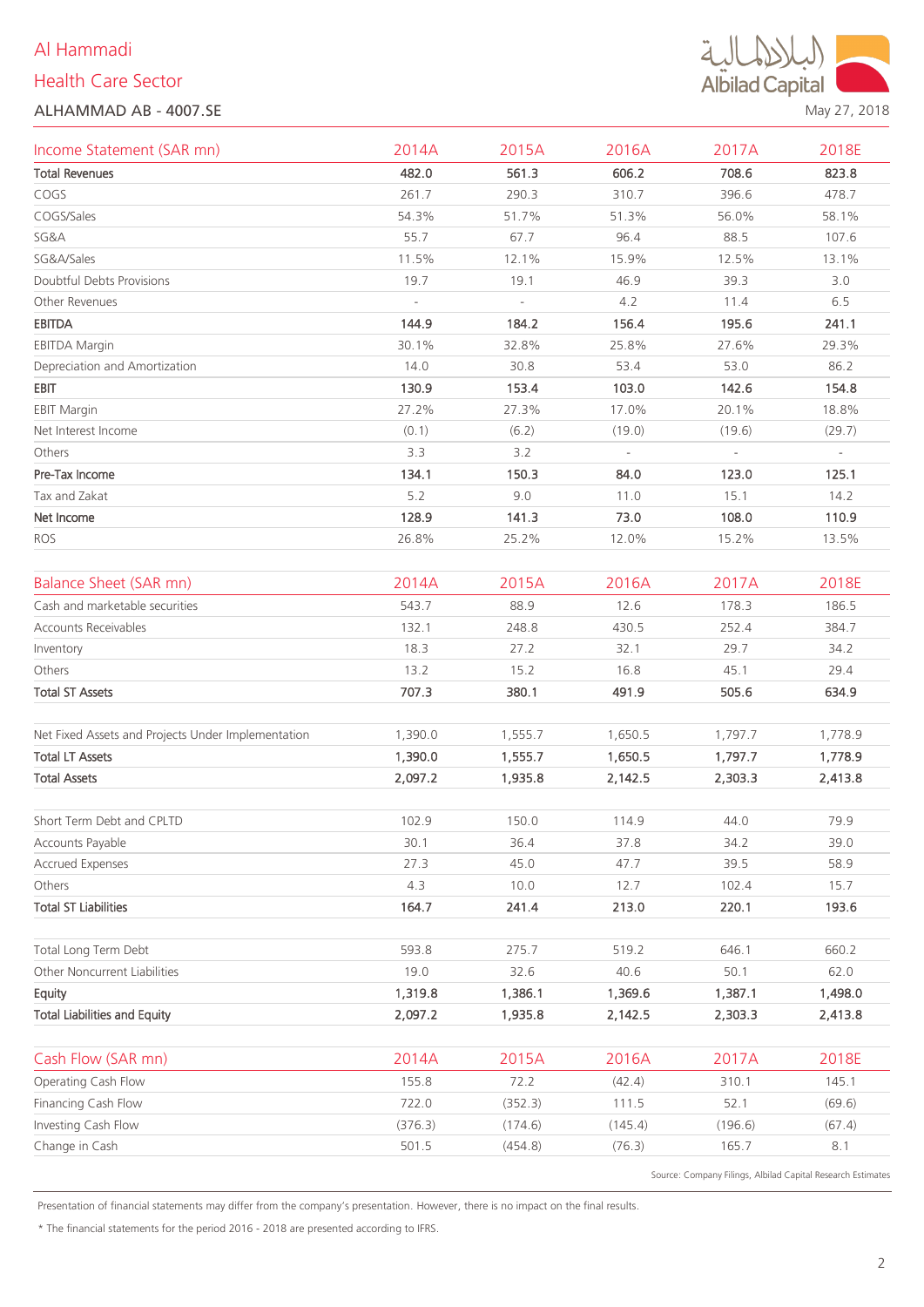Al Hammadi

Health Care Sector

ALHAMMAD AB - 4007.SE

May 27, 2018

| Income Statement (SAR mn) | 2014A | 2015A | 2016A | 2017A | 2018E |
|---|---|---|---|---|---|
| **Total Revenues** | **482.0** | **561.3** | **606.2** | **708.6** | **823.8** |
| COGS | 261.7 | 290.3 | 310.7 | 396.6 | 478.7 |
| COGS/Sales | 54.3% | 51.7% | 51.3% | 56.0% | 58.1% |
| SG&A | 55.7 | 67.7 | 96.4 | 88.5 | 107.6 |
| SG&A/Sales | 11.5% | 12.1% | 15.9% | 12.5% | 13.1% |
| Doubtful Debts Provisions | 19.7 | 19.1 | 46.9 | 39.3 | 3.0 |
| Other Revenues | - | - | 4.2 | 11.4 | 6.5 |
| **EBITDA** | **144.9** | **184.2** | **156.4** | **195.6** | **241.1** |
| EBITDA Margin | 30.1% | 32.8% | 25.8% | 27.6% | 29.3% |
| Depreciation and Amortization | 14.0 | 30.8 | 53.4 | 53.0 | 86.2 |
| **EBIT** | **130.9** | **153.4** | **103.0** | **142.6** | **154.8** |
| EBIT Margin | 27.2% | 27.3% | 17.0% | 20.1% | 18.8% |
| Net Interest Income | (0.1) | (6.2) | (19.0) | (19.6) | (29.7) |
| Others | 3.3 | 3.2 | - | - | - |
| **Pre-Tax Income** | **134.1** | **150.3** | **84.0** | **123.0** | **125.1** |
| Tax and Zakat | 5.2 | 9.0 | 11.0 | 15.1 | 14.2 |
| **Net Income** | **128.9** | **141.3** | **73.0** | **108.0** | **110.9** |
| ROS | 26.8% | 25.2% | 12.0% | 15.2% | 13.5% |

| Balance Sheet (SAR mn) | 2014A | 2015A | 2016A | 2017A | 2018E |
|---|---|---|---|---|---|
| Cash and marketable securities | 543.7 | 88.9 | 12.6 | 178.3 | 186.5 |
| Accounts Receivables | 132.1 | 248.8 | 430.5 | 252.4 | 384.7 |
| Inventory | 18.3 | 27.2 | 32.1 | 29.7 | 34.2 |
| Others | 13.2 | 15.2 | 16.8 | 45.1 | 29.4 |
| **Total ST Assets** | **707.3** | **380.1** | **491.9** | **505.6** | **634.9** |
| | | | | | |
| Net Fixed Assets and Projects Under Implementation | 1,390.0 | 1,555.7 | 1,650.5 | 1,797.7 | 1,778.9 |
| **Total LT Assets** | **1,390.0** | **1,555.7** | **1,650.5** | **1,797.7** | **1,778.9** |
| **Total Assets** | **2,097.2** | **1,935.8** | **2,142.5** | **2,303.3** | **2,413.8** |
| | | | | | |
| Short Term Debt and CPLTD | 102.9 | 150.0 | 114.9 | 44.0 | 79.9 |
| Accounts Payable | 30.1 | 36.4 | 37.8 | 34.2 | 39.0 |
| Accrued Expenses | 27.3 | 45.0 | 47.7 | 39.5 | 58.9 |
| Others | 4.3 | 10.0 | 12.7 | 102.4 | 15.7 |
| **Total ST Liabilities** | **164.7** | **241.4** | **213.0** | **220.1** | **193.6** |
| | | | | | |
| Total Long Term Debt | 593.8 | 275.7 | 519.2 | 646.1 | 660.2 |
| Other Noncurrent Liabilities | 19.0 | 32.6 | 40.6 | 50.1 | 62.0 |
| **Equity** | **1,319.8** | **1,386.1** | **1,369.6** | **1,387.1** | **1,498.0** |
| **Total Liabilities and Equity** | **2,097.2** | **1,935.8** | **2,142.5** | **2,303.3** | **2,413.8** |

| Cash Flow (SAR mn) | 2014A | 2015A | 2016A | 2017A | 2018E |
|---|---|---|---|---|---|
| Operating Cash Flow | 155.8 | 72.2 | (42.4) | 310.1 | 145.1 |
| Financing Cash Flow | 722.0 | (352.3) | 111.5 | 52.1 | (69.6) |
| Investing Cash Flow | (376.3) | (174.6) | (145.4) | (196.6) | (67.4) |
| Change in Cash | 501.5 | (454.8) | (76.3) | 165.7 | 8.1 |

Source: Company Filings, Albilad Capital Research Estimates

Presentation of financial statements may differ from the company's presentation. However, there is no impact on the final results.

* The financial statements for the period 2016 - 2018 are presented according to IFRS.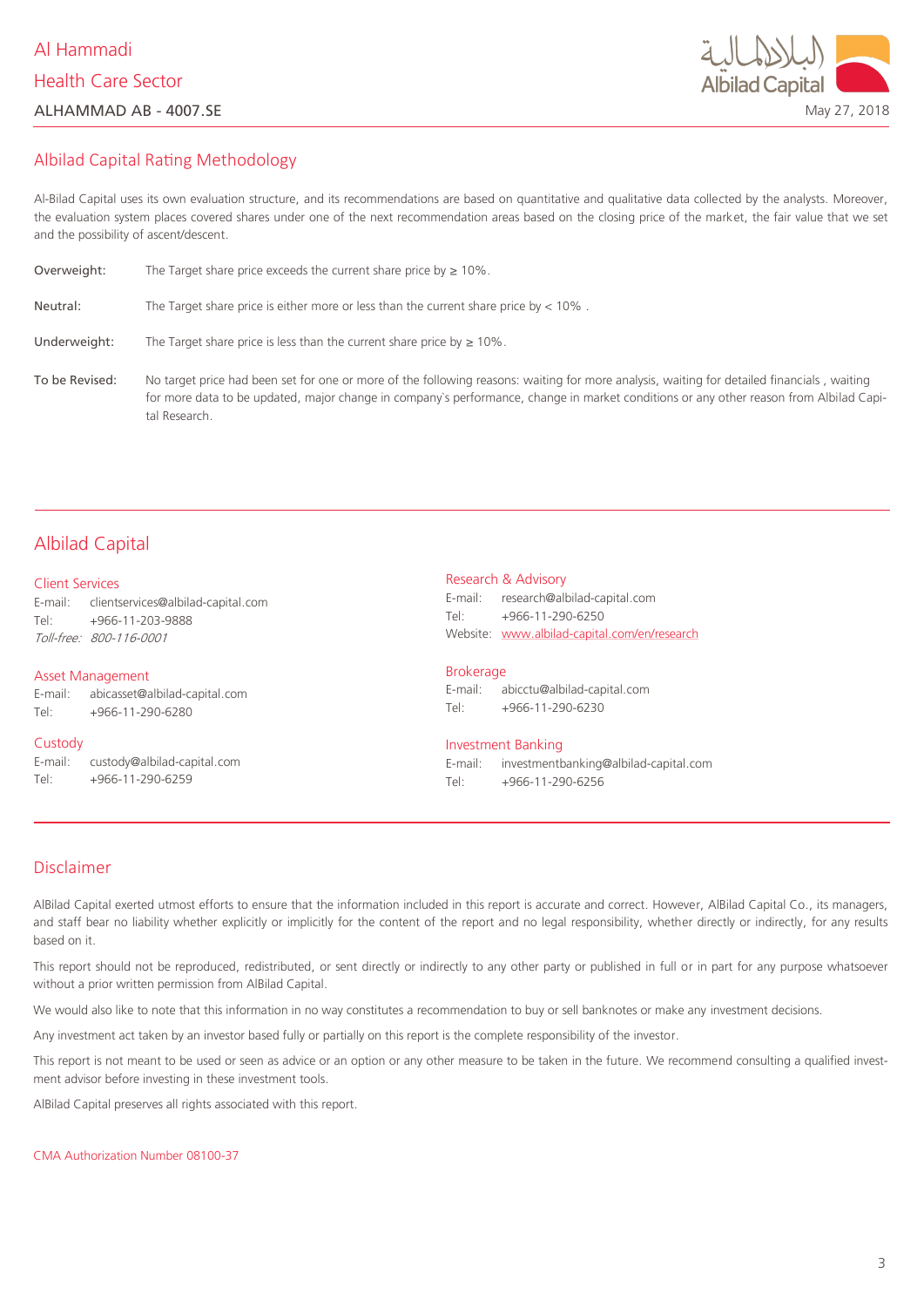## Albilad Capital Rating Methodology

Al-Bilad Capital uses its own evaluation structure, and its recommendations are based on quantitative and qualitative data collected by the analysts. Moreover, the evaluation system places covered shares under one of the next recommendation areas based on the closing price of the market, the fair value that we set and the possibility of ascent/descent.

| | |
|---|---|
| Overweight: | The Target share price exceeds the current share price by ≥ 10%. |
| Neutral: | The Target share price is either more or less than the current share price by < 10% . |
| Underweight: | The Target share price is less than the current share price by ≥ 10%. |
| To be Revised: | No target price had been set for one or more of the following reasons: waiting for more analysis, waiting for detailed financials , waiting for more data to be updated, major change in company`s performance, change in market conditions or any other reason from Albilad Capital Research. |

## Albilad Capital

### Client Services
E-mail: clientservices@albilad-capital.com
Tel: +966-11-203-9888
*Toll-free: 800-116-0001*

### Asset Management
E-mail: abicasset@albilad-capital.com
Tel: +966-11-290-6280

### Custody
E-mail: custody@albilad-capital.com
Tel: +966-11-290-6259

### Research & Advisory
E-mail: research@albilad-capital.com
Tel: +966-11-290-6250
Website: www.albilad-capital.com/en/research

### Brokerage
E-mail: abicctu@albilad-capital.com
Tel: +966-11-290-6230

### Investment Banking
E-mail: investmentbanking@albilad-capital.com
Tel: +966-11-290-6256

## Disclaimer

AlBilad Capital exerted utmost efforts to ensure that the information included in this report is accurate and correct. However, AlBilad Capital Co., its managers, and staff bear no liability whether explicitly or implicitly for the content of the report and no legal responsibility, whether directly or indirectly, for any results based on it.

This report should not be reproduced, redistributed, or sent directly or indirectly to any other party or published in full or in part for any purpose whatsoever without a prior written permission from AlBilad Capital.

We would also like to note that this information in no way constitutes a recommendation to buy or sell banknotes or make any investment decisions.

Any investment act taken by an investor based fully or partially on this report is the complete responsibility of the investor.

This report is not meant to be used or seen as advice or an option or any other measure to be taken in the future. We recommend consulting a qualified investment advisor before investing in these investment tools.

AlBilad Capital preserves all rights associated with this report.

CMA Authorization Number 08100-37